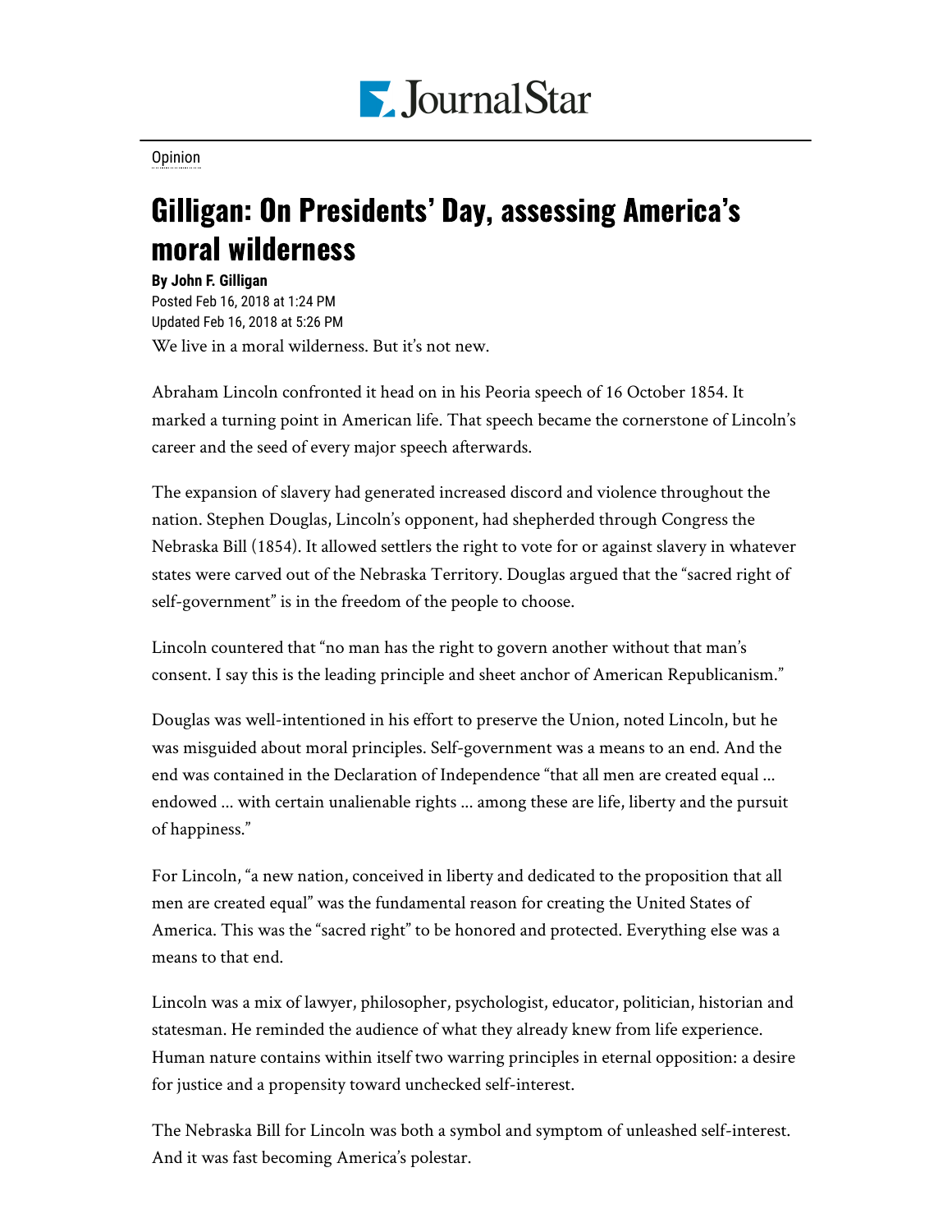Opinion

# Gilligan: On Presidents' Day, assessing America's moral wilderness

**By John F. Gilligan**

Posted Feb 16, 2018 at 1:24 PM

Updated Feb 16, 2018 at 5:26 PM

We live in a moral wilderness. But it's not new.

Abraham Lincoln confronted it head on in his Peoria speech of 16 October 1854. It marked a turning point in American life. That speech became the cornerstone of Lincoln's career and the seed of every major speech afterwards.

The expansion of slavery had generated increased discord and violence throughout the nation. Stephen Douglas, Lincoln's opponent, had shepherded through Congress the Nebraska Bill (1854). It allowed settlers the right to vote for or against slavery in whatever states were carved out of the Nebraska Territory. Douglas argued that the "sacred right of self-government" is in the freedom of the people to choose.

Lincoln countered that "no man has the right to govern another without that man's consent. I say this is the leading principle and sheet anchor of American Republicanism."

Douglas was well-intentioned in his effort to preserve the Union, noted Lincoln, but he was misguided about moral principles. Self-government was a means to an end. And the end was contained in the Declaration of Independence "that all men are created equal … endowed … with certain unalienable rights … among these are life, liberty and the pursuit of happiness."

For Lincoln, "a new nation, conceived in liberty and dedicated to the proposition that all men are created equal" was the fundamental reason for creating the United States of America. This was the "sacred right" to be honored and protected. Everything else was a means to that end.

Lincoln was a mix of lawyer, philosopher, psychologist, educator, politician, historian and statesman. He reminded the audience of what they already knew from life experience. Human nature contains within itself two warring principles in eternal opposition: a desire for justice and a propensity toward unchecked self-interest.

The Nebraska Bill for Lincoln was both a symbol and symptom of unleashed self-interest. And it was fast becoming America's polestar.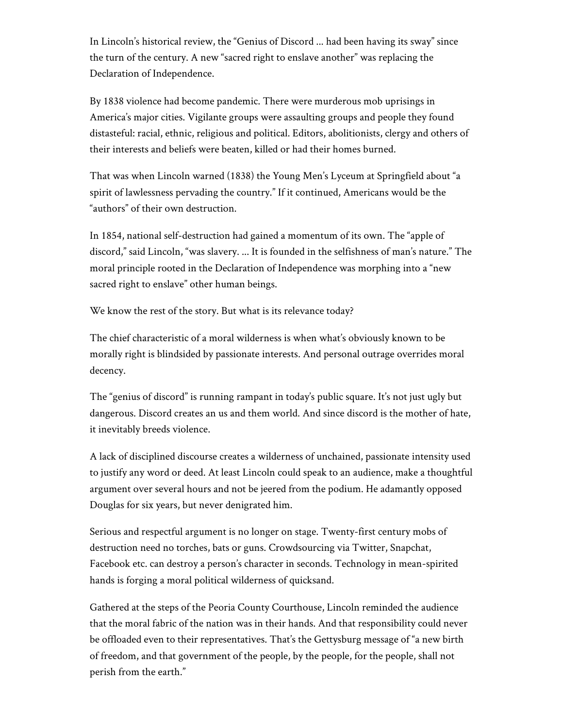In Lincoln's historical review, the "Genius of Discord … had been having its sway" since the turn of the century. A new "sacred right to enslave another" was replacing the Declaration of Independence.

By 1838 violence had become pandemic. There were murderous mob uprisings in America's major cities. Vigilante groups were assaulting groups and people they found distasteful: racial, ethnic, religious and political. Editors, abolitionists, clergy and others of their interests and beliefs were beaten, killed or had their homes burned.

That was when Lincoln warned (1838) the Young Men's Lyceum at Springfield about "a spirit of lawlessness pervading the country." If it continued, Americans would be the "authors" of their own destruction.

In 1854, national self-destruction had gained a momentum of its own. The "apple of discord," said Lincoln, "was slavery. … It is founded in the selfishness of man's nature." The moral principle rooted in the Declaration of Independence was morphing into a "new sacred right to enslave" other human beings.

We know the rest of the story. But what is its relevance today?

The chief characteristic of a moral wilderness is when what's obviously known to be morally right is blindsided by passionate interests. And personal outrage overrides moral decency.

The "genius of discord" is running rampant in today's public square. It's not just ugly but dangerous. Discord creates an us and them world. And since discord is the mother of hate, it inevitably breeds violence.

A lack of disciplined discourse creates a wilderness of unchained, passionate intensity used to justify any word or deed. At least Lincoln could speak to an audience, make a thoughtful argument over several hours and not be jeered from the podium. He adamantly opposed Douglas for six years, but never denigrated him.

Serious and respectful argument is no longer on stage. Twenty-first century mobs of destruction need no torches, bats or guns. Crowdsourcing via Twitter, Snapchat, Facebook etc. can destroy a person's character in seconds. Technology in mean-spirited hands is forging a moral political wilderness of quicksand.

Gathered at the steps of the Peoria County Courthouse, Lincoln reminded the audience that the moral fabric of the nation was in their hands. And that responsibility could never be offloaded even to their representatives. That's the Gettysburg message of "a new birth of freedom, and that government of the people, by the people, for the people, shall not perish from the earth."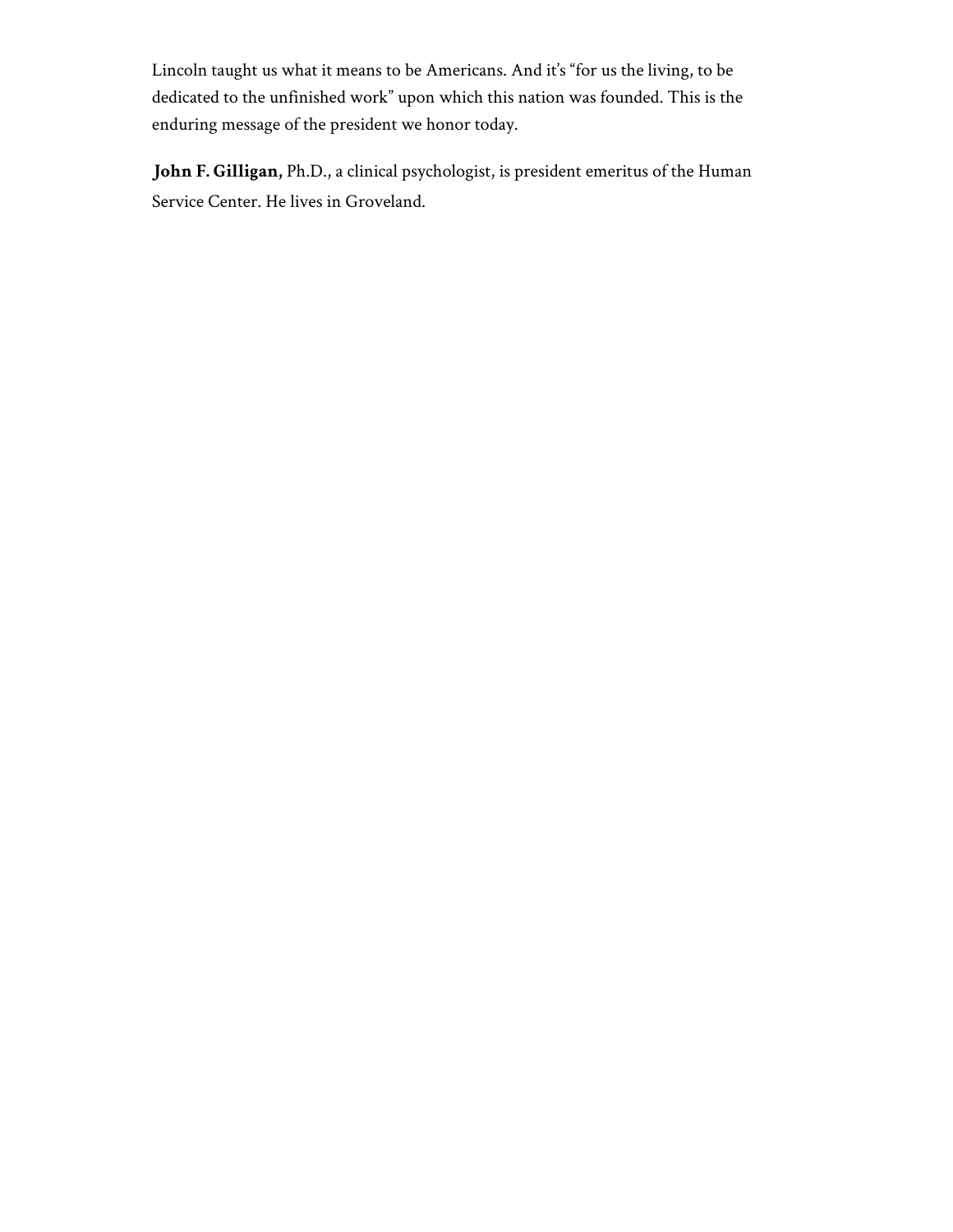Lincoln taught us what it means to be Americans. And it's "for us the living, to be dedicated to the unfinished work" upon which this nation was founded. This is the enduring message of the president we honor today.

**John F. Gilligan,** Ph.D., a clinical psychologist, is president emeritus of the Human Service Center. He lives in Groveland.